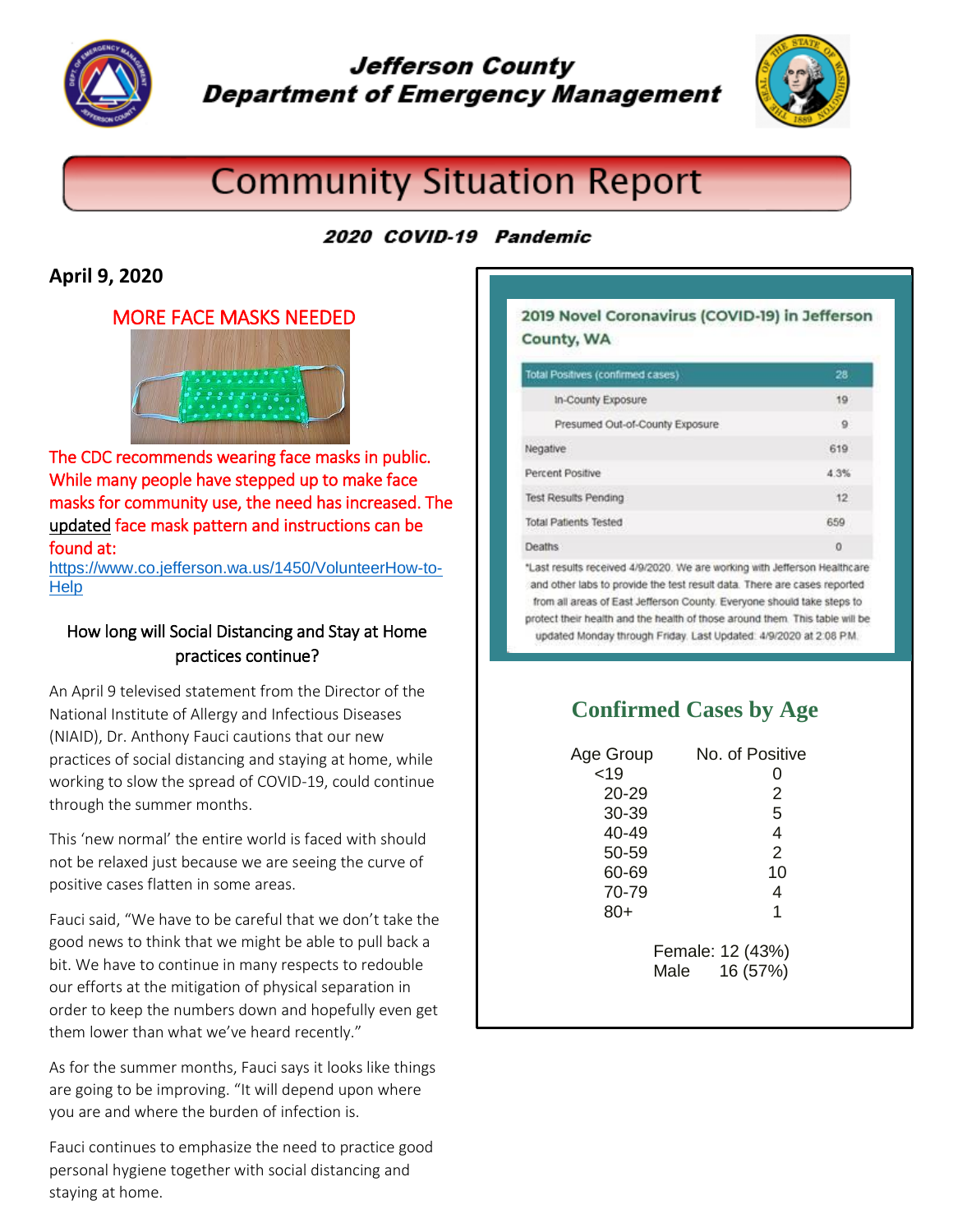# Jefferson County Department of Emergency Management

# Community Situation Report

***2020 COVID-19 Pandemic***

## April 9, 2020

### MORE FACE MASKS NEEDED

The CDC recommends wearing face masks in public. While many people have stepped up to make face masks for community use, the need has increased. The updated face mask pattern and instructions can be found at:
https://www.co.jefferson.wa.us/1450/VolunteerHow-to-Help

### How long will Social Distancing and Stay at Home practices continue?

An April 9 televised statement from the Director of the National Institute of Allergy and Infectious Diseases (NIAID), Dr. Anthony Fauci cautions that our new practices of social distancing and staying at home, while working to slow the spread of COVID-19, could continue through the summer months.

This 'new normal' the entire world is faced with should not be relaxed just because we are seeing the curve of positive cases flatten in some areas.

Fauci said, "We have to be careful that we don't take the good news to think that we might be able to pull back a bit. We have to continue in many respects to redouble our efforts at the mitigation of physical separation in order to keep the numbers down and hopefully even get them lower than what we've heard recently."

As for the summer months, Fauci says it looks like things are going to be improving. "It will depend upon where you are and where the burden of infection is.

Fauci continues to emphasize the need to practice good personal hygiene together with social distancing and staying at home.

### 2019 Novel Coronavirus (COVID-19) in Jefferson County, WA

| Total Positives (confirmed cases) | 28 |
| --- | --- |
| In-County Exposure | 19 |
| Presumed Out-of-County Exposure | 9 |
| Negative | 619 |
| Percent Positive | 4.3% |
| Test Results Pending | 12 |
| Total Patients Tested | 659 |
| Deaths | 0 |

*Last results received 4/9/2020. We are working with Jefferson Healthcare and other labs to provide the test result data. There are cases reported from all areas of East Jefferson County. Everyone should take steps to protect their health and the health of those around them. This table will be updated Monday through Friday. Last Updated: 4/9/2020 at 2:08 PM.

### Confirmed Cases by Age

| Age Group | No. of Positive |
| --- | --- |
| <19 | 0 |
| 20-29 | 2 |
| 30-39 | 5 |
| 40-49 | 4 |
| 50-59 | 2 |
| 60-69 | 10 |
| 70-79 | 4 |
| 80+ | 1 |

Female: 12 (43%)
Male 16 (57%)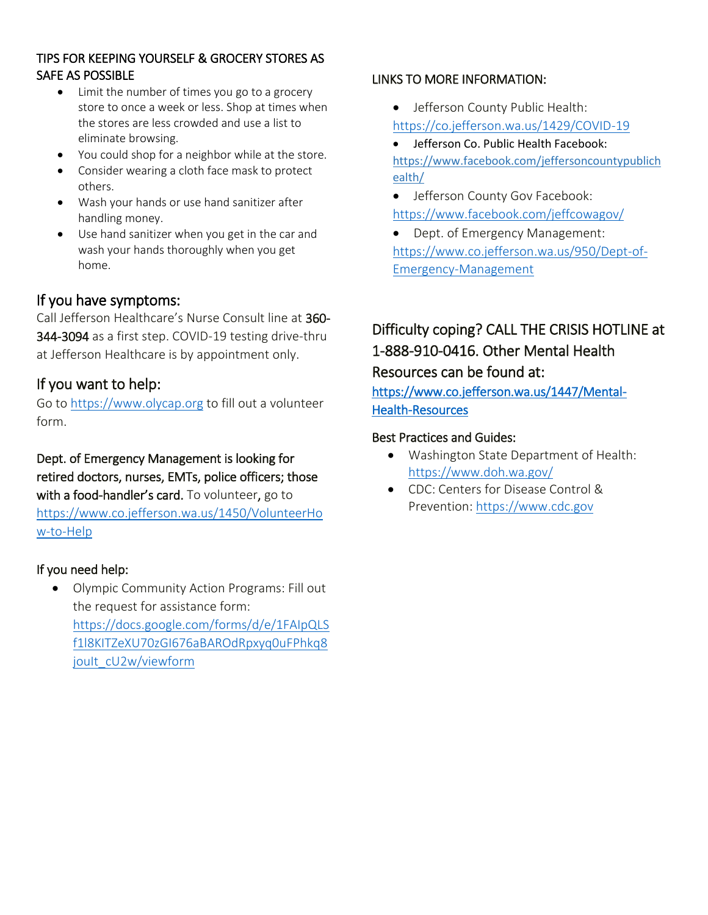## TIPS FOR KEEPING YOURSELF & GROCERY STORES AS SAFE AS POSSIBLE

- Limit the number of times you go to a grocery store to once a week or less. Shop at times when the stores are less crowded and use a list to eliminate browsing.
- You could shop for a neighbor while at the store.
- Consider wearing a cloth face mask to protect others.
- Wash your hands or use hand sanitizer after handling money.
- Use hand sanitizer when you get in the car and wash your hands thoroughly when you get home.

## If you have symptoms:

Call Jefferson Healthcare's Nurse Consult line at **360-344-3094** as a first step. COVID-19 testing drive-thru at Jefferson Healthcare is by appointment only.

## If you want to help:

Go to https://www.olycap.org to fill out a volunteer form.

**Dept. of Emergency Management is looking for retired doctors, nurses, EMTs, police officers; those with a food-handler's card.** To volunteer, go to https://www.co.jefferson.wa.us/1450/VolunteerHow-to-Help

### If you need help:

- Olympic Community Action Programs: Fill out the request for assistance form: https://docs.google.com/forms/d/e/1FAIpQLSf1I8KITZeXU70zGI676aBAROdRpxyq0uFPhkq8joult_cU2w/viewform

### LINKS TO MORE INFORMATION:

- Jefferson County Public Health: https://co.jefferson.wa.us/1429/COVID-19
- Jefferson Co. Public Health Facebook: https://www.facebook.com/jeffersoncountypublichealth/
- Jefferson County Gov Facebook: https://www.facebook.com/jeffcowagov/
- Dept. of Emergency Management: https://www.co.jefferson.wa.us/950/Dept-of-Emergency-Management

## Difficulty coping? CALL THE CRISIS HOTLINE at 1-888-910-0416. Other Mental Health Resources can be found at:

https://www.co.jefferson.wa.us/1447/Mental-Health-Resources

### Best Practices and Guides:

- Washington State Department of Health: https://www.doh.wa.gov/
- CDC: Centers for Disease Control & Prevention: https://www.cdc.gov